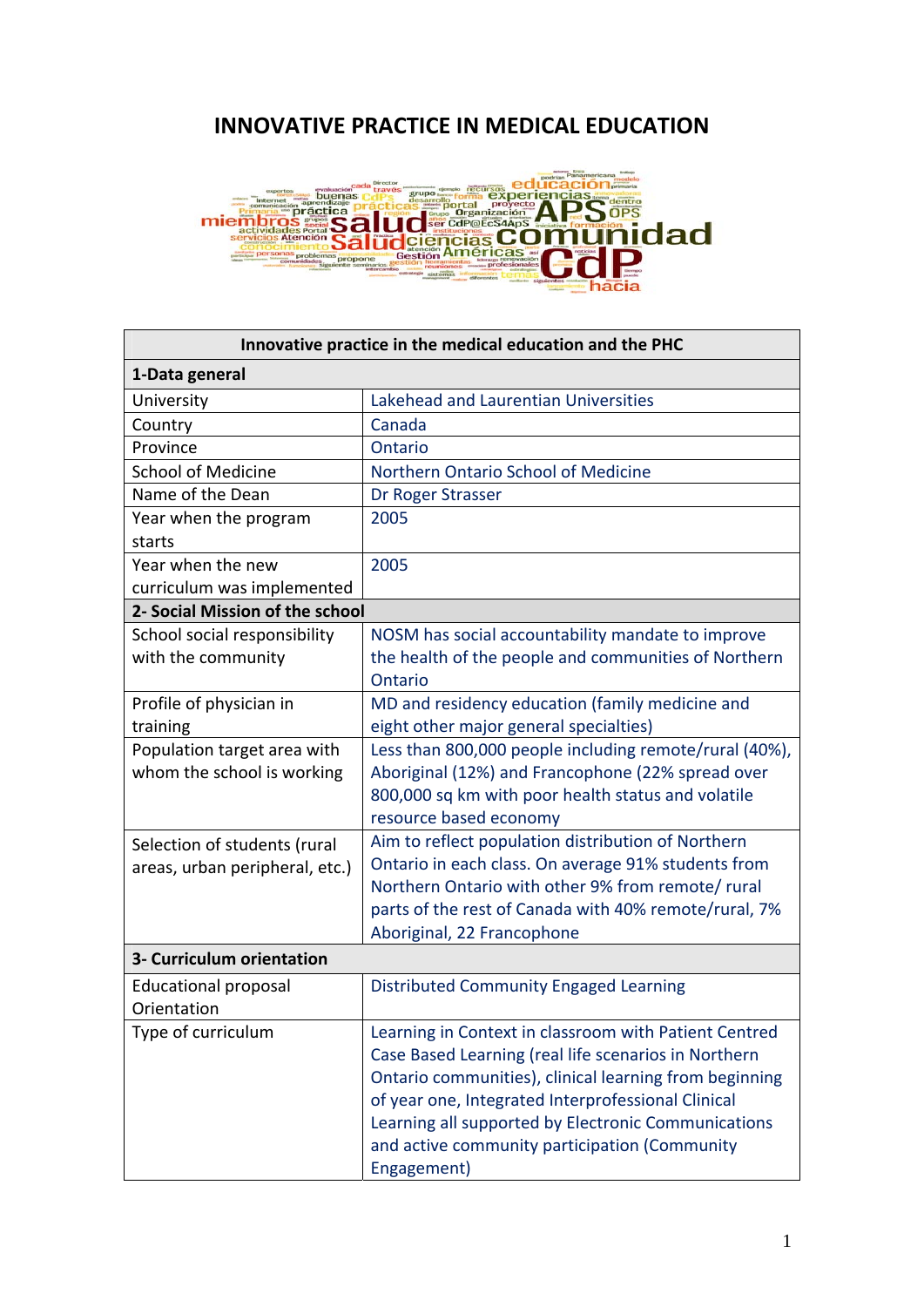# INNOVATIVE PRACTICE IN MEDICAL EDUCATION

| Innovative practice in the medical education and the PHC | |
|---|---|
| **1-Data general** | |
| University | Lakehead and Laurentian Universities |
| Country | Canada |
| Province | Ontario |
| School of Medicine | Northern Ontario School of Medicine |
| Name of the Dean | Dr Roger Strasser |
| Year when the program starts | 2005 |
| Year when the new curriculum was implemented | 2005 |
| **2- Social Mission of the school** | |
| School social responsibility with the community | NOSM has social accountability mandate to improve the health of the people and communities of Northern Ontario |
| Profile of physician in training | MD and residency education (family medicine and eight other major general specialties) |
| Population target area with whom the school is working | Less than 800,000 people including remote/rural (40%), Aboriginal (12%) and Francophone (22% spread over 800,000 sq km with poor health status and volatile resource based economy |
| Selection of students (rural areas, urban peripheral, etc.) | Aim to reflect population distribution of Northern Ontario in each class. On average 91% students from Northern Ontario with other 9% from remote/ rural parts of the rest of Canada with 40% remote/rural, 7% Aboriginal, 22 Francophone |
| **3- Curriculum orientation** | |
| Educational proposal Orientation | Distributed Community Engaged Learning |
| Type of curriculum | Learning in Context in classroom with Patient Centred Case Based Learning (real life scenarios in Northern Ontario communities), clinical learning from beginning of year one, Integrated Interprofessional Clinical Learning all supported by Electronic Communications and active community participation (Community Engagement) |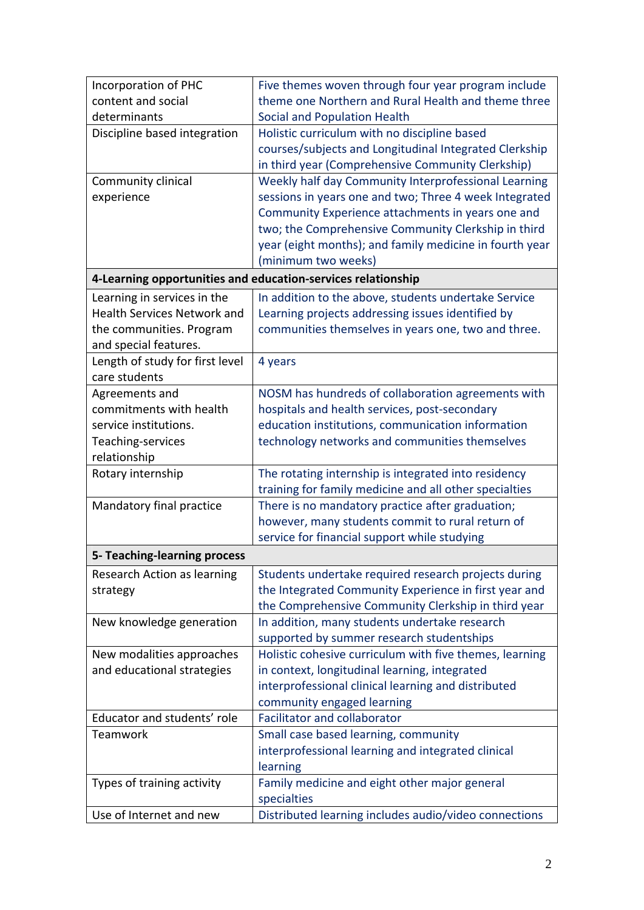| | |
|---|---|
| Incorporation of PHC content and social determinants | Five themes woven through four year program include theme one Northern and Rural Health and theme three Social and Population Health |
| Discipline based integration | Holistic curriculum with no discipline based courses/subjects and Longitudinal Integrated Clerkship in third year (Comprehensive Community Clerkship) |
| Community clinical experience | Weekly half day Community Interprofessional Learning sessions in years one and two; Three 4 week Integrated Community Experience attachments in years one and two; the Comprehensive Community Clerkship in third year (eight months); and family medicine in fourth year (minimum two weeks) |
| **4-Learning opportunities and education-services relationship** | |
| Learning in services in the Health Services Network and the communities. Program and special features. | In addition to the above, students undertake Service Learning projects addressing issues identified by communities themselves in years one, two and three. |
| Length of study for first level care students | 4 years |
| Agreements and commitments with health service institutions. Teaching-services relationship | NOSM has hundreds of collaboration agreements with hospitals and health services, post-secondary education institutions, communication information technology networks and communities themselves |
| Rotary internship | The rotating internship is integrated into residency training for family medicine and all other specialties |
| Mandatory final practice | There is no mandatory practice after graduation; however, many students commit to rural return of service for financial support while studying |
| **5- Teaching-learning process** | |
| Research Action as learning strategy | Students undertake required research projects during the Integrated Community Experience in first year and the Comprehensive Community Clerkship in third year |
| New knowledge generation | In addition, many students undertake research supported by summer research studentships |
| New modalities approaches and educational strategies | Holistic cohesive curriculum with five themes, learning in context, longitudinal learning, integrated interprofessional clinical learning and distributed community engaged learning |
| Educator and students' role | Facilitator and collaborator |
| Teamwork | Small case based learning, community interprofessional learning and integrated clinical learning |
| Types of training activity | Family medicine and eight other major general specialties |
| Use of Internet and new | Distributed learning includes audio/video connections |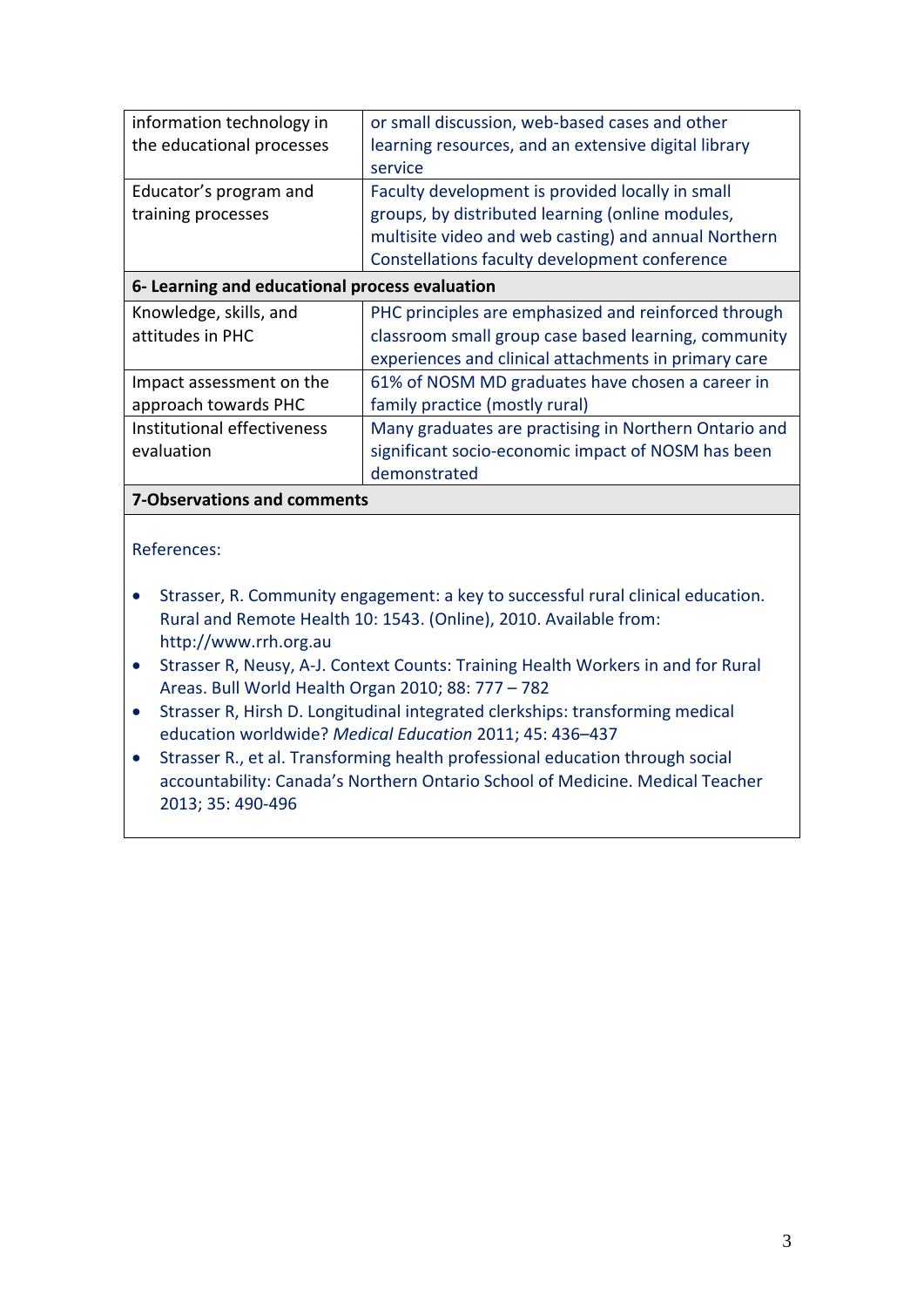| | |
|---|---|
| information technology in the educational processes | or small discussion, web-based cases and other learning resources, and an extensive digital library service |
| Educator's program and training processes | Faculty development is provided locally in small groups, by distributed learning (online modules, multisite video and web casting) and annual Northern Constellations faculty development conference |
| **6- Learning and educational process evaluation** | |
| Knowledge, skills, and attitudes in PHC | PHC principles are emphasized and reinforced through classroom small group case based learning, community experiences and clinical attachments in primary care |
| Impact assessment on the approach towards PHC | 61% of NOSM MD graduates have chosen a career in family practice (mostly rural) |
| Institutional effectiveness evaluation | Many graduates are practising in Northern Ontario and significant socio-economic impact of NOSM has been demonstrated |
| **7-Observations and comments** | |

References:

- Strasser, R. Community engagement: a key to successful rural clinical education. Rural and Remote Health 10: 1543. (Online), 2010. Available from: http://www.rrh.org.au
- Strasser R, Neusy, A-J. Context Counts: Training Health Workers in and for Rural Areas. Bull World Health Organ 2010; 88: 777 – 782
- Strasser R, Hirsh D. Longitudinal integrated clerkships: transforming medical education worldwide? *Medical Education* 2011; 45: 436–437
- Strasser R., et al. Transforming health professional education through social accountability: Canada's Northern Ontario School of Medicine. Medical Teacher 2013; 35: 490-496